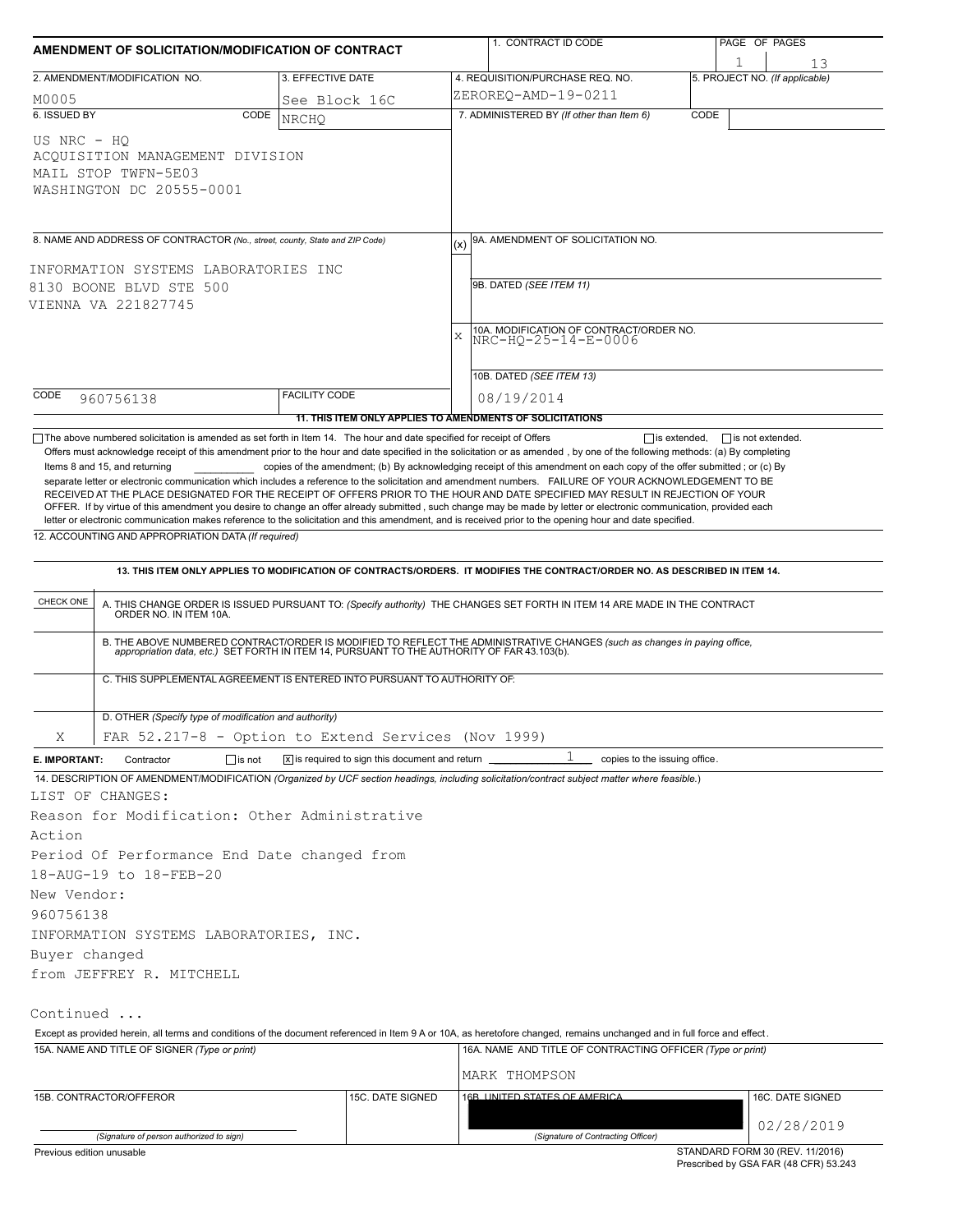# AMENDMENT OF SOLICITATION/MODIFICATION OF CONTRACT

| 1. CONTRACT ID CODE | PAGE OF PAGES |
|---|---|
| | 1 / 13 |

| 2. AMENDMENT/MODIFICATION NO. | 3. EFFECTIVE DATE | 4. REQUISITION/PURCHASE REQ. NO. | 5. PROJECT NO. (If applicable) |
|---|---|---|---|
| M0005 | See Block 16C | ZEROREQ-AMD-19-0211 | |

| 6. ISSUED BY CODE NRCHQ | 7. ADMINISTERED BY (If other than Item 6) CODE |
|---|---|
| US NRC - HQ<br>ACQUISITION MANAGEMENT DIVISION<br>MAIL STOP TWFN-5E03<br>WASHINGTON DC 20555-0001 | |

**8. NAME AND ADDRESS OF CONTRACTOR** (No., street, county, State and ZIP Code)

INFORMATION SYSTEMS LABORATORIES INC
8130 BOONE BLVD STE 500
VIENNA VA 221827745

CODE 960756138 FACILITY CODE

(x) 9A. AMENDMENT OF SOLICITATION NO.

9B. DATED (SEE ITEM 11)

X 10A. MODIFICATION OF CONTRACT/ORDER NO. NRC-HQ-25-14-E-0006

10B. DATED (SEE ITEM 13) 08/19/2014

**11. THIS ITEM ONLY APPLIES TO AMENDMENTS OF SOLICITATIONS**

☐ The above numbered solicitation is amended as set forth in Item 14. The hour and date specified for receipt of Offers ☐ is extended, ☐ is not extended.

Offers must acknowledge receipt of this amendment prior to the hour and date specified in the solicitation or as amended , by one of the following methods: (a) By completing Items 8 and 15, and returning __________ copies of the amendment; (b) By acknowledging receipt of this amendment on each copy of the offer submitted ; or (c) By separate letter or electronic communication which includes a reference to the solicitation and amendment numbers. FAILURE OF YOUR ACKNOWLEDGEMENT TO BE RECEIVED AT THE PLACE DESIGNATED FOR THE RECEIPT OF OFFERS PRIOR TO THE HOUR AND DATE SPECIFIED MAY RESULT IN REJECTION OF YOUR OFFER. If by virtue of this amendment you desire to change an offer already submitted , such change may be made by letter or electronic communication, provided each letter or electronic communication makes reference to the solicitation and this amendment, and is received prior to the opening hour and date specified.

**12. ACCOUNTING AND APPROPRIATION DATA** (If required)

**13. THIS ITEM ONLY APPLIES TO MODIFICATION OF CONTRACTS/ORDERS. IT MODIFIES THE CONTRACT/ORDER NO. AS DESCRIBED IN ITEM 14.**

| CHECK ONE | |
|---|---|
| | A. THIS CHANGE ORDER IS ISSUED PURSUANT TO: (Specify authority) THE CHANGES SET FORTH IN ITEM 14 ARE MADE IN THE CONTRACT ORDER NO. IN ITEM 10A. |
| | B. THE ABOVE NUMBERED CONTRACT/ORDER IS MODIFIED TO REFLECT THE ADMINISTRATIVE CHANGES (such as changes in paying office, appropriation data, etc.) SET FORTH IN ITEM 14, PURSUANT TO THE AUTHORITY OF FAR 43.103(b). |
| | C. THIS SUPPLEMENTAL AGREEMENT IS ENTERED INTO PURSUANT TO AUTHORITY OF: |
| X | D. OTHER (Specify type of modification and authority)<br>FAR 52.217-8 - Option to Extend Services (Nov 1999) |

**E. IMPORTANT:** Contractor ☐ is not ☒ is required to sign this document and return 1 copies to the issuing office.

**14. DESCRIPTION OF AMENDMENT/MODIFICATION** (Organized by UCF section headings, including solicitation/contract subject matter where feasible.)

LIST OF CHANGES:
Reason for Modification: Other Administrative Action
Period Of Performance End Date changed from 18-AUG-19 to 18-FEB-20
New Vendor:
960756138
INFORMATION SYSTEMS LABORATORIES, INC.
Buyer changed
from JEFFREY R. MITCHELL

Continued ...

Except as provided herein, all terms and conditions of the document referenced in Item 9 A or 10A, as heretofore changed, remains unchanged and in full force and effect.

| 15A. NAME AND TITLE OF SIGNER (Type or print) | | 16A. NAME AND TITLE OF CONTRACTING OFFICER (Type or print) | |
|---|---|---|---|
| | | MARK THOMPSON | |
| 15B. CONTRACTOR/OFFEROR | 15C. DATE SIGNED | 16B. UNITED STATES OF AMERICA | 16C. DATE SIGNED |
| (Signature of person authorized to sign) | | (Signature of Contracting Officer) | 02/28/2019 |

Previous edition unusable

STANDARD FORM 30 (REV. 11/2016)
Prescribed by GSA FAR (48 CFR) 53.243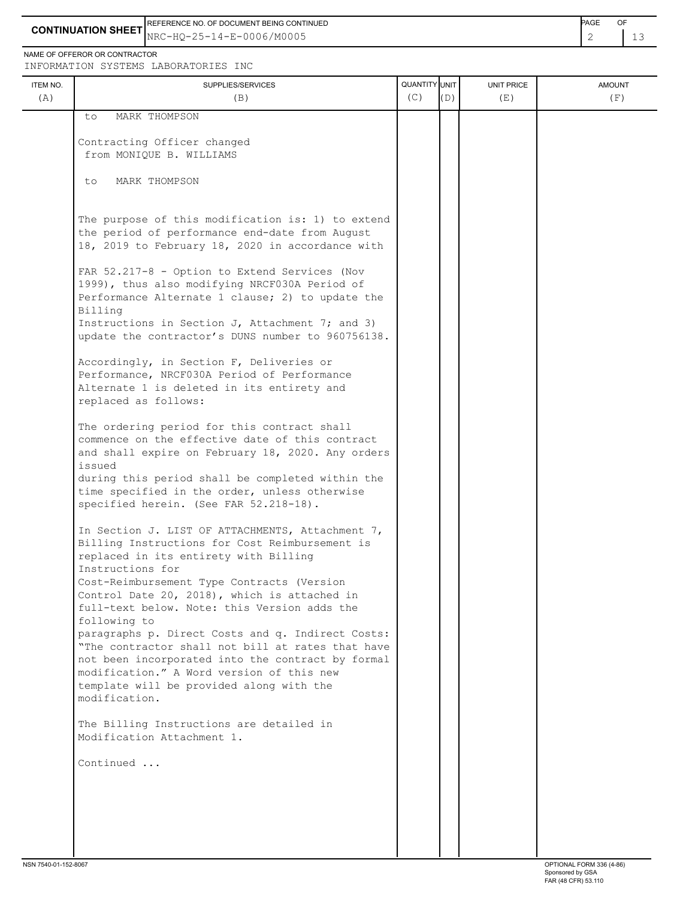**CONTINUATION SHEET**

REFERENCE NO. OF DOCUMENT BEING CONTINUED: NRC-HQ-25-14-E-0006/M0005

NAME OF OFFEROR OR CONTRACTOR: INFORMATION SYSTEMS LABORATORIES INC

| ITEM NO. (A) | SUPPLIES/SERVICES (B) | QUANTITY (C) | UNIT (D) | UNIT PRICE (E) | AMOUNT (F) |
|---|---|---|---|---|---|

to MARK THOMPSON

Contracting Officer changed
from MONIQUE B. WILLIAMS

to MARK THOMPSON

The purpose of this modification is: 1) to extend the period of performance end-date from August 18, 2019 to February 18, 2020 in accordance with

FAR 52.217-8 - Option to Extend Services (Nov 1999), thus also modifying NRCF030A Period of Performance Alternate 1 clause; 2) to update the Billing
Instructions in Section J, Attachment 7; and 3) update the contractor's DUNS number to 960756138.

Accordingly, in Section F, Deliveries or Performance, NRCF030A Period of Performance Alternate 1 is deleted in its entirety and replaced as follows:

The ordering period for this contract shall commence on the effective date of this contract and shall expire on February 18, 2020. Any orders issued
during this period shall be completed within the time specified in the order, unless otherwise specified herein. (See FAR 52.218-18).

In Section J. LIST OF ATTACHMENTS, Attachment 7, Billing Instructions for Cost Reimbursement is replaced in its entirety with Billing Instructions for
Cost-Reimbursement Type Contracts (Version Control Date 20, 2018), which is attached in full-text below. Note: this Version adds the following to
paragraphs p. Direct Costs and q. Indirect Costs: "The contractor shall not bill at rates that have not been incorporated into the contract by formal modification." A Word version of this new template will be provided along with the modification.

The Billing Instructions are detailed in Modification Attachment 1.

Continued ...

NSN 7540-01-152-8067

OPTIONAL FORM 336 (4-86)
Sponsored by GSA
FAR (48 CFR) 53.110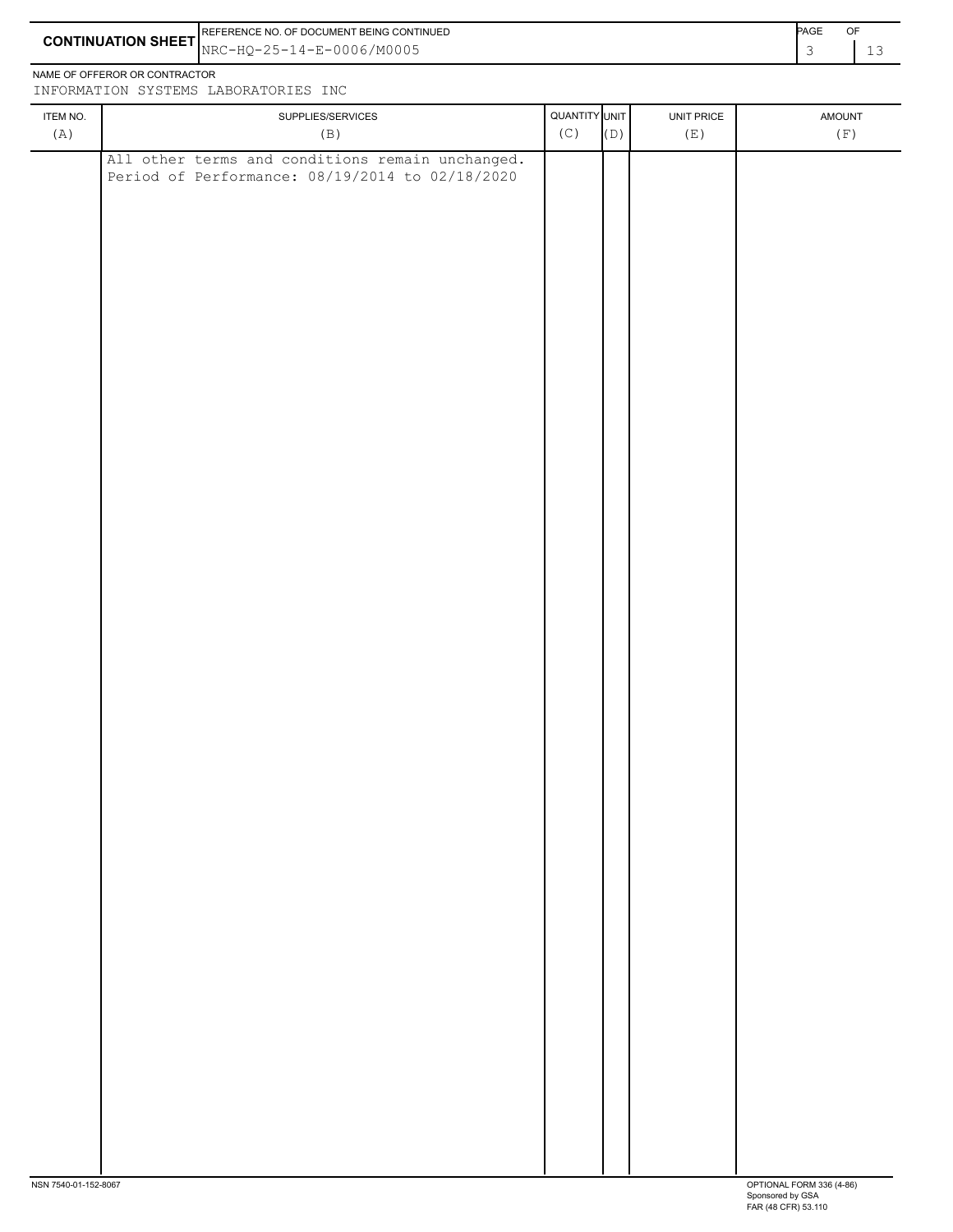**CONTINUATION SHEET**

REFERENCE NO. OF DOCUMENT BEING CONTINUED: NRC-HQ-25-14-E-0006/M0005

NAME OF OFFEROR OR CONTRACTOR: INFORMATION SYSTEMS LABORATORIES INC

| ITEM NO. (A) | SUPPLIES/SERVICES (B) | QUANTITY (C) | UNIT (D) | UNIT PRICE (E) | AMOUNT (F) |
|---|---|---|---|---|---|
| | All other terms and conditions remain unchanged.<br>Period of Performance: 08/19/2014 to 02/18/2020 | | | | |

NSN 7540-01-152-8067

OPTIONAL FORM 336 (4-86)
Sponsored by GSA
FAR (48 CFR) 53.110